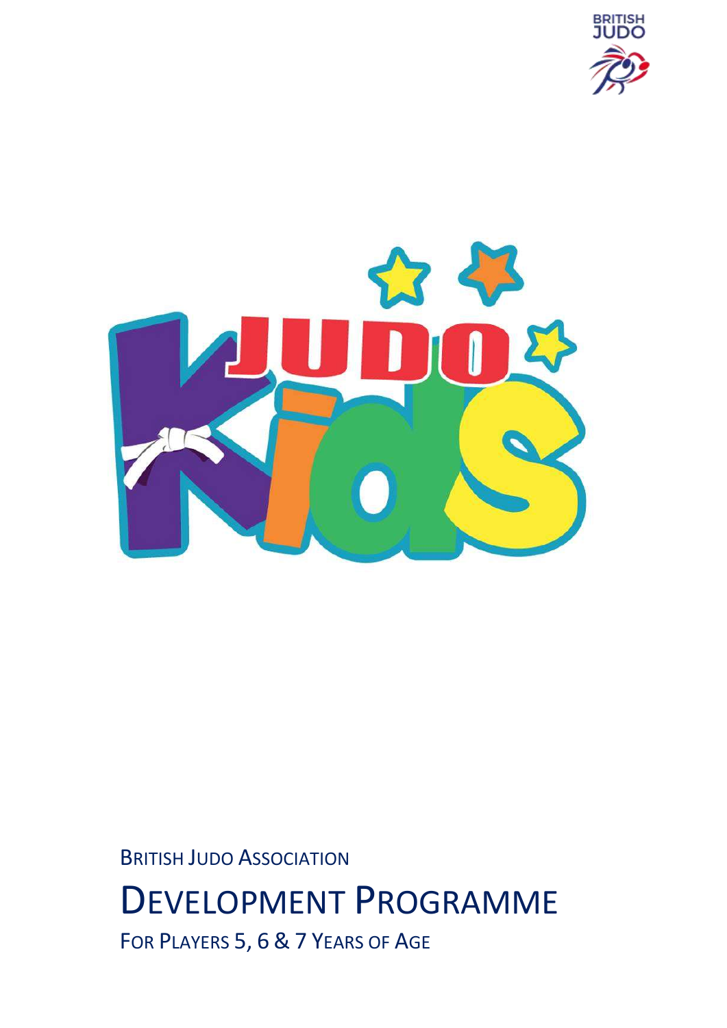BRITISH JUDO ASSOCIATION

# DEVELOPMENT PROGRAMME

FOR PLAYERS 5, 6 & 7 YEARS OF AGE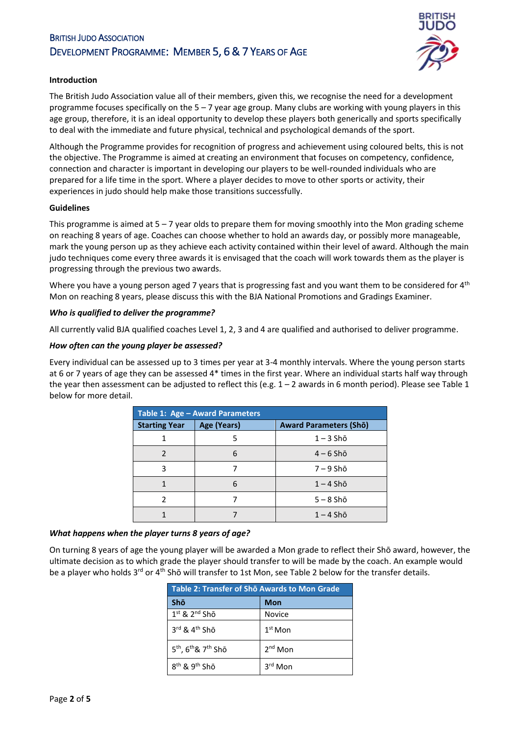# British Judo Association
## Development Programme: Member 5, 6 & 7 Years of Age

### Introduction

The British Judo Association value all of their members, given this, we recognise the need for a development programme focuses specifically on the 5 – 7 year age group. Many clubs are working with young players in this age group, therefore, it is an ideal opportunity to develop these players both generically and sports specifically to deal with the immediate and future physical, technical and psychological demands of the sport.

Although the Programme provides for recognition of progress and achievement using coloured belts, this is not the objective. The Programme is aimed at creating an environment that focuses on competency, confidence, connection and character is important in developing our players to be well-rounded individuals who are prepared for a life time in the sport. Where a player decides to move to other sports or activity, their experiences in judo should help make those transitions successfully.

### Guidelines

This programme is aimed at 5 – 7 year olds to prepare them for moving smoothly into the Mon grading scheme on reaching 8 years of age. Coaches can choose whether to hold an awards day, or possibly more manageable, mark the young person up as they achieve each activity contained within their level of award. Although the main judo techniques come every three awards it is envisaged that the coach will work towards them as the player is progressing through the previous two awards.

Where you have a young person aged 7 years that is progressing fast and you want them to be considered for 4th Mon on reaching 8 years, please discuss this with the BJA National Promotions and Gradings Examiner.

***Who is qualified to deliver the programme?***

All currently valid BJA qualified coaches Level 1, 2, 3 and 4 are qualified and authorised to deliver programme.

***How often can the young player be assessed?***

Every individual can be assessed up to 3 times per year at 3-4 monthly intervals. Where the young person starts at 6 or 7 years of age they can be assessed 4* times in the first year. Where an individual starts half way through the year then assessment can be adjusted to reflect this (e.g. 1 – 2 awards in 6 month period). Please see Table 1 below for more detail.

| Table 1: Age – Award Parameters | | |
|---|---|---|
| **Starting Year** | **Age (Years)** | **Award Parameters (Shō)** |
| 1 | 5 | 1 – 3 Shō |
| 2 | 6 | 4 – 6 Shō |
| 3 | 7 | 7 – 9 Shō |
| 1 | 6 | 1 – 4 Shō |
| 2 | 7 | 5 – 8 Shō |
| 1 | 7 | 1 – 4 Shō |

***What happens when the player turns 8 years of age?***

On turning 8 years of age the young player will be awarded a Mon grade to reflect their Shō award, however, the ultimate decision as to which grade the player should transfer to will be made by the coach. An example would be a player who holds 3rd or 4th Shō will transfer to 1st Mon, see Table 2 below for the transfer details.

| Table 2: Transfer of Shō Awards to Mon Grade | |
|---|---|
| **Shō** | **Mon** |
| 1st & 2nd Shō | Novice |
| 3rd & 4th Shō | 1st Mon |
| 5th, 6th & 7th Shō | 2nd Mon |
| 8th & 9th Shō | 3rd Mon |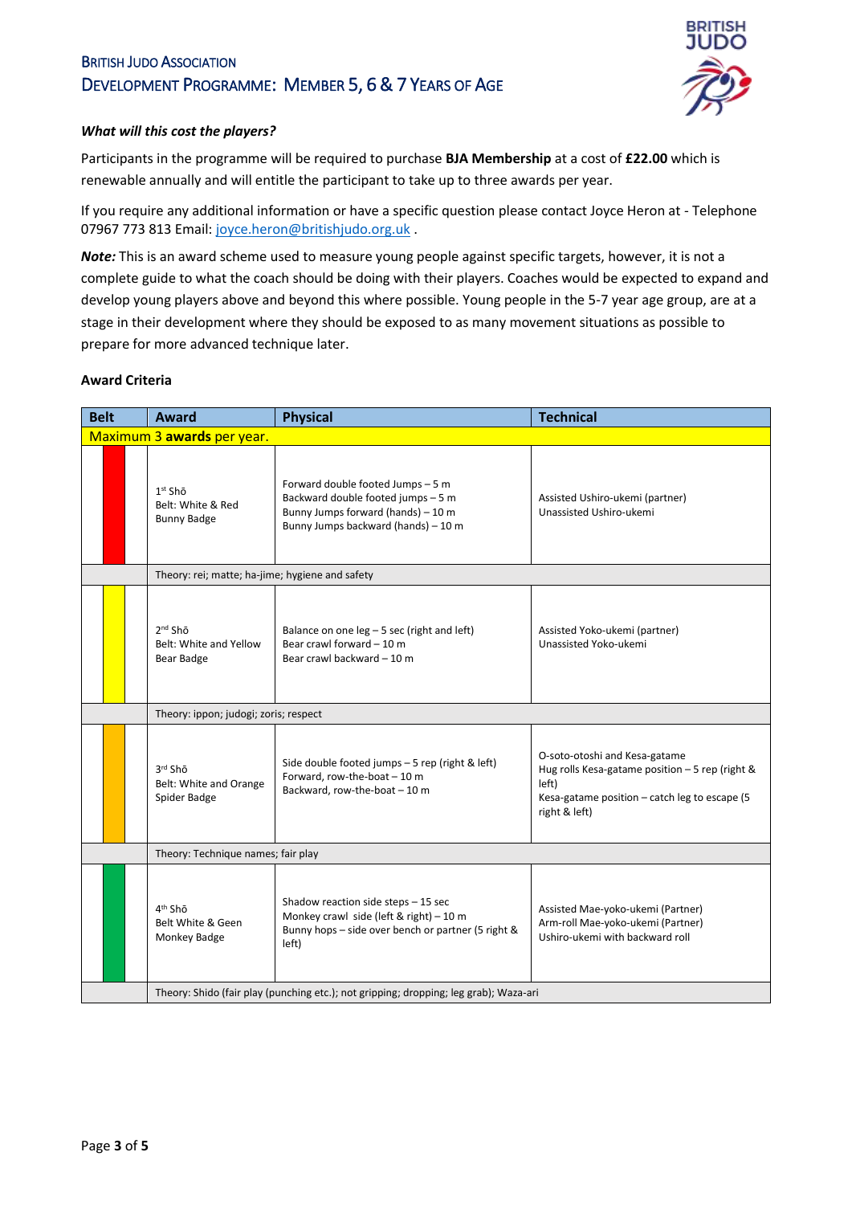# British Judo Association

## Development Programme: Member 5, 6 & 7 Years of Age

***What will this cost the players?***

Participants in the programme will be required to purchase **BJA Membership** at a cost of **£22.00** which is renewable annually and will entitle the participant to take up to three awards per year.

If you require any additional information or have a specific question please contact Joyce Heron at - Telephone 07967 773 813 Email: joyce.heron@britishjudo.org.uk .

***Note:*** This is an award scheme used to measure young people against specific targets, however, it is not a complete guide to what the coach should be doing with their players. Coaches would be expected to expand and develop young players above and beyond this where possible. Young people in the 5-7 year age group, are at a stage in their development where they should be exposed to as many movement situations as possible to prepare for more advanced technique later.

**Award Criteria**

| Belt | Award | Physical | Technical |
|---|---|---|---|
| Maximum 3 **awards** per year. | | | |
| White & Red | 1st Shō<br>Belt: White & Red<br>Bunny Badge | Forward double footed Jumps – 5 m<br>Backward double footed jumps – 5 m<br>Bunny Jumps forward (hands) – 10 m<br>Bunny Jumps backward (hands) – 10 m | Assisted Ushiro-ukemi (partner)<br>Unassisted Ushiro-ukemi |
| | Theory: rei; matte; ha-jime; hygiene and safety | | |
| White & Yellow | 2nd Shō<br>Belt: White and Yellow<br>Bear Badge | Balance on one leg – 5 sec (right and left)<br>Bear crawl forward – 10 m<br>Bear crawl backward – 10 m | Assisted Yoko-ukemi (partner)<br>Unassisted Yoko-ukemi |
| | Theory: ippon; judogi; zoris; respect | | |
| White & Orange | 3rd Shō<br>Belt: White and Orange<br>Spider Badge | Side double footed jumps – 5 rep (right & left)<br>Forward, row-the-boat – 10 m<br>Backward, row-the-boat – 10 m | O-soto-otoshi and Kesa-gatame<br>Hug rolls Kesa-gatame position – 5 rep (right & left)<br>Kesa-gatame position – catch leg to escape (5 right & left) |
| | Theory: Technique names; fair play | | |
| White & Green | 4th Shō<br>Belt White & Geen<br>Monkey Badge | Shadow reaction side steps – 15 sec<br>Monkey crawl side (left & right) – 10 m<br>Bunny hops – side over bench or partner (5 right & left) | Assisted Mae-yoko-ukemi (Partner)<br>Arm-roll Mae-yoko-ukemi (Partner)<br>Ushiro-ukemi with backward roll |
| | Theory: Shido (fair play (punching etc.); not gripping; dropping; leg grab); Waza-ari | | |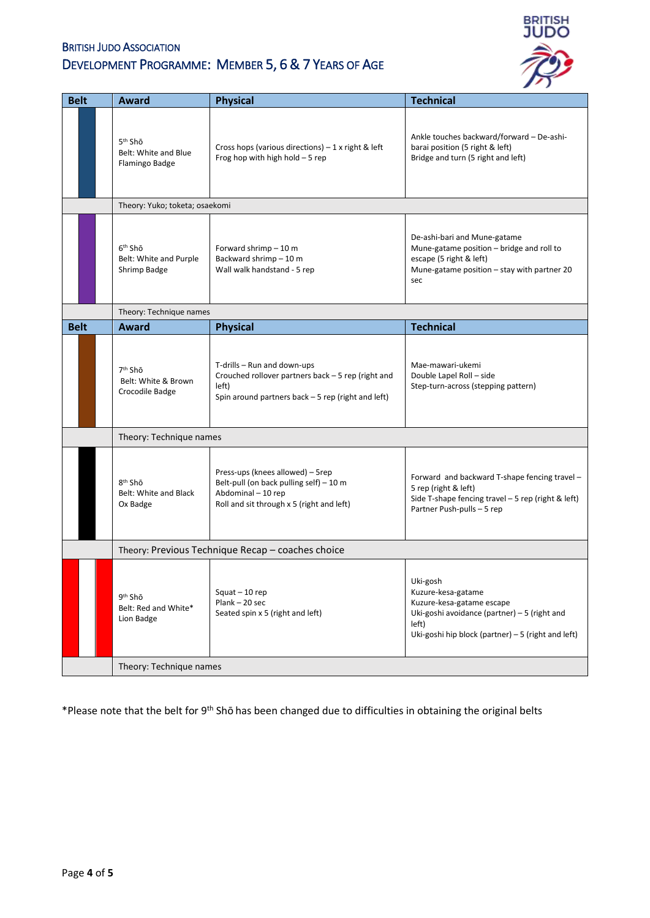# British Judo Association

## Development Programme: Member 5, 6 & 7 Years of Age

| Belt | Award | Physical | Technical |
|---|---|---|---|
| | 5th Shō<br>Belt: White and Blue<br>Flamingo Badge | Cross hops (various directions) – 1 x right & left<br>Frog hop with high hold – 5 rep | Ankle touches backward/forward – De-ashi-barai position (5 right & left)<br>Bridge and turn (5 right and left) |
| | Theory: Yuko; toketa; osaekomi | | |
| | 6th Shō<br>Belt: White and Purple<br>Shrimp Badge | Forward shrimp – 10 m<br>Backward shrimp – 10 m<br>Wall walk handstand - 5 rep | De-ashi-bari and Mune-gatame<br>Mune-gatame position – bridge and roll to escape (5 right & left)<br>Mune-gatame position – stay with partner 20 sec |
| | Theory: Technique names | | |

| Belt | Award | Physical | Technical |
|---|---|---|---|
| | 7th Shō<br>Belt: White & Brown<br>Crocodile Badge | T-drills – Run and down-ups<br>Crouched rollover partners back – 5 rep (right and left)<br>Spin around partners back – 5 rep (right and left) | Mae-mawari-ukemi<br>Double Lapel Roll – side<br>Step-turn-across (stepping pattern) |
| | Theory: Technique names | | |
| | 8th Shō<br>Belt: White and Black<br>Ox Badge | Press-ups (knees allowed) – 5rep<br>Belt-pull (on back pulling self) – 10 m<br>Abdominal – 10 rep<br>Roll and sit through x 5 (right and left) | Forward and backward T-shape fencing travel – 5 rep (right & left)<br>Side T-shape fencing travel – 5 rep (right & left)<br>Partner Push-pulls – 5 rep |
| | Theory: Previous Technique Recap – coaches choice | | |
| | 9th Shō<br>Belt: Red and White*<br>Lion Badge | Squat – 10 rep<br>Plank – 20 sec<br>Seated spin x 5 (right and left) | Uki-gosh<br>Kuzure-kesa-gatame<br>Kuzure-kesa-gatame escape<br>Uki-goshi avoidance (partner) – 5 (right and left)<br>Uki-goshi hip block (partner) – 5 (right and left) |
| | Theory: Technique names | | |

*Please note that the belt for 9th Shō has been changed due to difficulties in obtaining the original belts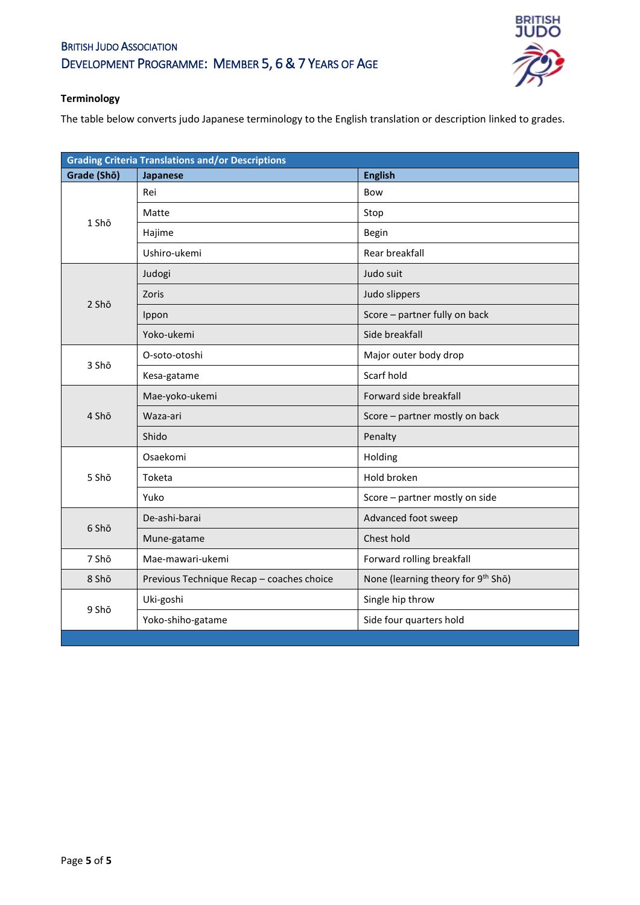Terminology

The table below converts judo Japanese terminology to the English translation or description linked to grades.

| Grading Criteria Translations and/or Descriptions | | |
|---|---|---|
| **Grade (Shō)** | **Japanese** | **English** |
| 1 Shō | Rei | Bow |
| | Matte | Stop |
| | Hajime | Begin |
| | Ushiro-ukemi | Rear breakfall |
| 2 Shō | Judogi | Judo suit |
| | Zoris | Judo slippers |
| | Ippon | Score – partner fully on back |
| | Yoko-ukemi | Side breakfall |
| 3 Shō | O-soto-otoshi | Major outer body drop |
| | Kesa-gatame | Scarf hold |
| 4 Shō | Mae-yoko-ukemi | Forward side breakfall |
| | Waza-ari | Score – partner mostly on back |
| | Shido | Penalty |
| 5 Shō | Osaekomi | Holding |
| | Toketa | Hold broken |
| | Yuko | Score – partner mostly on side |
| 6 Shō | De-ashi-barai | Advanced foot sweep |
| | Mune-gatame | Chest hold |
| 7 Shō | Mae-mawari-ukemi | Forward rolling breakfall |
| 8 Shō | Previous Technique Recap – coaches choice | None (learning theory for 9th Shō) |
| 9 Shō | Uki-goshi | Single hip throw |
| | Yoko-shiho-gatame | Side four quarters hold |